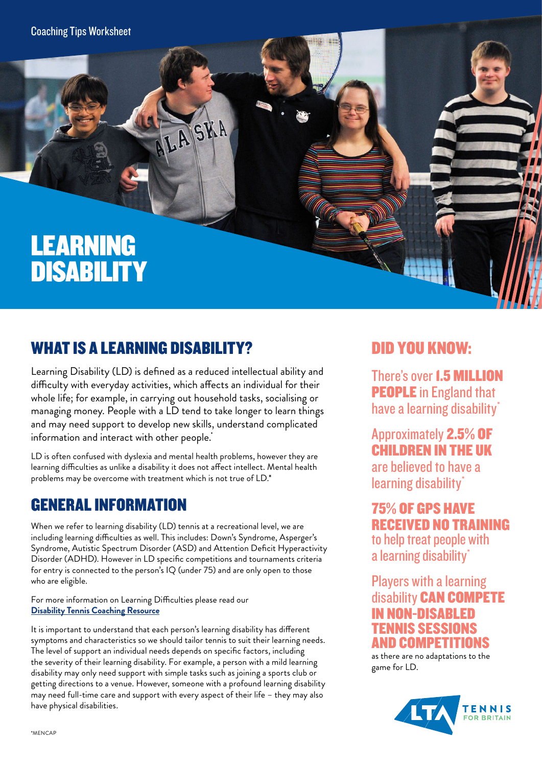Coaching Tips Worksheet

# LEARNING DISABILITY

## WHAT IS A LEARNING DISABILITY?

Learning Disability (LD) is defined as a reduced intellectual ability and difficulty with everyday activities, which affects an individual for their whole life; for example, in carrying out household tasks, socialising or managing money. People with a LD tend to take longer to learn things and may need support to develop new skills, understand complicated information and interact with other people.*

LD is often confused with dyslexia and mental health problems, however they are learning difficulties as unlike a disability it does not affect intellect. Mental health problems may be overcome with treatment which is not true of LD.*

## GENERAL INFORMATION

When we refer to learning disability (LD) tennis at a recreational level, we are including learning difficulties as well. This includes: Down's Syndrome, Asperger's Syndrome, Autistic Spectrum Disorder (ASD) and Attention Deficit Hyperactivity Disorder (ADHD). However in LD specific competitions and tournaments criteria for entry is connected to the person's IQ (under 75) and are only open to those who are eligible.

For more information on Learning Difficulties please read our **Disability Tennis Coaching Resource**

It is important to understand that each person's learning disability has different symptoms and characteristics so we should tailor tennis to suit their learning needs. The level of support an individual needs depends on specific factors, including the severity of their learning disability. For example, a person with a mild learning disability may only need support with simple tasks such as joining a sports club or getting directions to a venue. However, someone with a profound learning disability may need full-time care and support with every aspect of their life – they may also have physical disabilities.

## DID YOU KNOW:

There's over **1.5 MILLION PEOPLE** in England that have a learning disability*

Approximately **2.5% OF CHILDREN IN THE UK** are believed to have a learning disability*

**75% OF GPS HAVE RECEIVED NO TRAINING** to help treat people with a learning disability*

Players with a learning disability **CAN COMPETE IN NON-DISABLED TENNIS SESSIONS AND COMPETITIONS** as there are no adaptations to the game for LD.

LTA TENNIS FOR BRITAIN

*MENCAP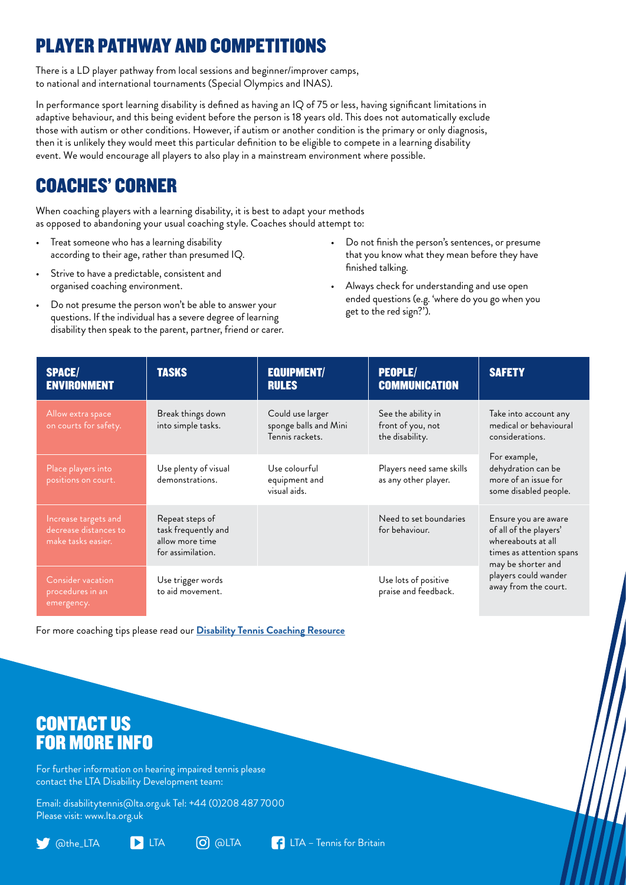## PLAYER PATHWAY AND COMPETITIONS

There is a LD player pathway from local sessions and beginner/improver camps, to national and international tournaments (Special Olympics and INAS).

In performance sport learning disability is defined as having an IQ of 75 or less, having significant limitations in adaptive behaviour, and this being evident before the person is 18 years old. This does not automatically exclude those with autism or other conditions. However, if autism or another condition is the primary or only diagnosis, then it is unlikely they would meet this particular definition to be eligible to compete in a learning disability event. We would encourage all players to also play in a mainstream environment where possible.

## COACHES' CORNER

When coaching players with a learning disability, it is best to adapt your methods as opposed to abandoning your usual coaching style. Coaches should attempt to:

- Treat someone who has a learning disability according to their age, rather than presumed IQ.
- Strive to have a predictable, consistent and organised coaching environment.
- Do not presume the person won't be able to answer your questions. If the individual has a severe degree of learning disability then speak to the parent, partner, friend or carer.
- Do not finish the person's sentences, or presume that you know what they mean before they have finished talking.
- Always check for understanding and use open ended questions (e.g. 'where do you go when you get to the red sign?').

| SPACE/ ENVIRONMENT | TASKS | EQUIPMENT/ RULES | PEOPLE/ COMMUNICATION | SAFETY |
|---|---|---|---|---|
| Allow extra space on courts for safety. | Break things down into simple tasks. | Could use larger sponge balls and Mini Tennis rackets. | See the ability in front of you, not the disability. | Take into account any medical or behavioural considerations. For example, dehydration can be more of an issue for some disabled people. |
| Place players into positions on court. | Use plenty of visual demonstrations. | Use colourful equipment and visual aids. | Players need same skills as any other player. | |
| Increase targets and decrease distances to make tasks easier. | Repeat steps of task frequently and allow more time for assimilation. | | Need to set boundaries for behaviour. | Ensure you are aware of all of the players' whereabouts at all times as attention spans may be shorter and players could wander away from the court. |
| Consider vacation procedures in an emergency. | Use trigger words to aid movement. | | Use lots of positive praise and feedback. | |

For more coaching tips please read our **Disability Tennis Coaching Resource**

## CONTACT US FOR MORE INFO

For further information on hearing impaired tennis please contact the LTA Disability Development team:

Email: disabilitytennis@lta.org.uk Tel: +44 (0)208 487 7000
Please visit: www.lta.org.uk

@the_LTA LTA @LTA LTA – Tennis for Britain